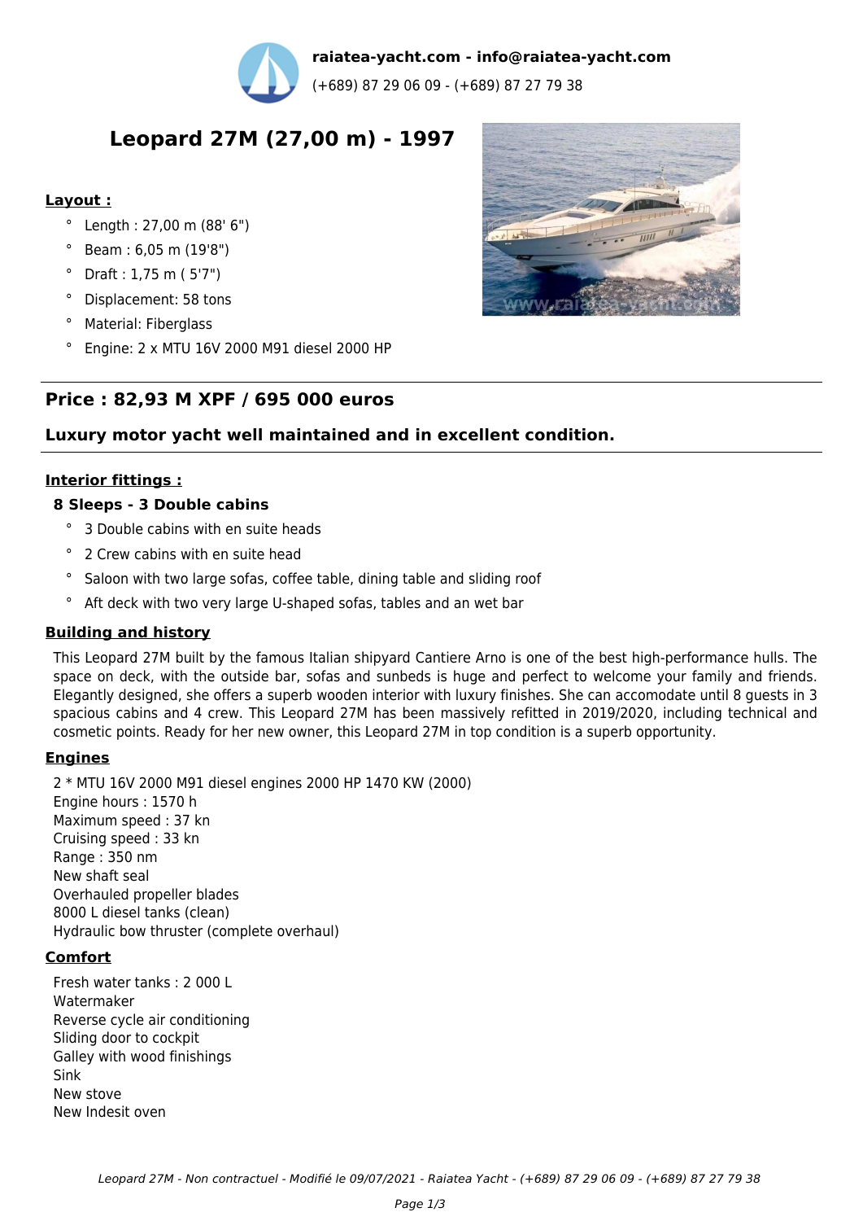**raiatea-yacht.com - info@raiatea-yacht.com**
(+689) 87 29 06 09 - (+689) 87 27 79 38

# Leopard 27M (27,00 m) - 1997

**Layout :**

- Length : 27,00 m (88' 6")
- Beam : 6,05 m (19'8")
- Draft : 1,75 m ( 5'7")
- Displacement: 58 tons
- Material: Fiberglass
- Engine: 2 x MTU 16V 2000 M91 diesel 2000 HP

## Price : 82,93 M XPF / 695 000 euros

### Luxury motor yacht well maintained and in excellent condition.

**Interior fittings :**

**8 Sleeps - 3 Double cabins**

- 3 Double cabins with en suite heads
- 2 Crew cabins with en suite head
- Saloon with two large sofas, coffee table, dining table and sliding roof
- Aft deck with two very large U-shaped sofas, tables and an wet bar

**Building and history**

This Leopard 27M built by the famous Italian shipyard Cantiere Arno is one of the best high-performance hulls. The space on deck, with the outside bar, sofas and sunbeds is huge and perfect to welcome your family and friends. Elegantly designed, she offers a superb wooden interior with luxury finishes. She can accomodate until 8 guests in 3 spacious cabins and 4 crew. This Leopard 27M has been massively refitted in 2019/2020, including technical and cosmetic points. Ready for her new owner, this Leopard 27M in top condition is a superb opportunity.

**Engines**

2 * MTU 16V 2000 M91 diesel engines 2000 HP 1470 KW (2000)
Engine hours : 1570 h
Maximum speed : 37 kn
Cruising speed : 33 kn
Range : 350 nm
New shaft seal
Overhauled propeller blades
8000 L diesel tanks (clean)
Hydraulic bow thruster (complete overhaul)

**Comfort**

Fresh water tanks : 2 000 L
Watermaker
Reverse cycle air conditioning
Sliding door to cockpit
Galley with wood finishings
Sink
New stove
New Indesit oven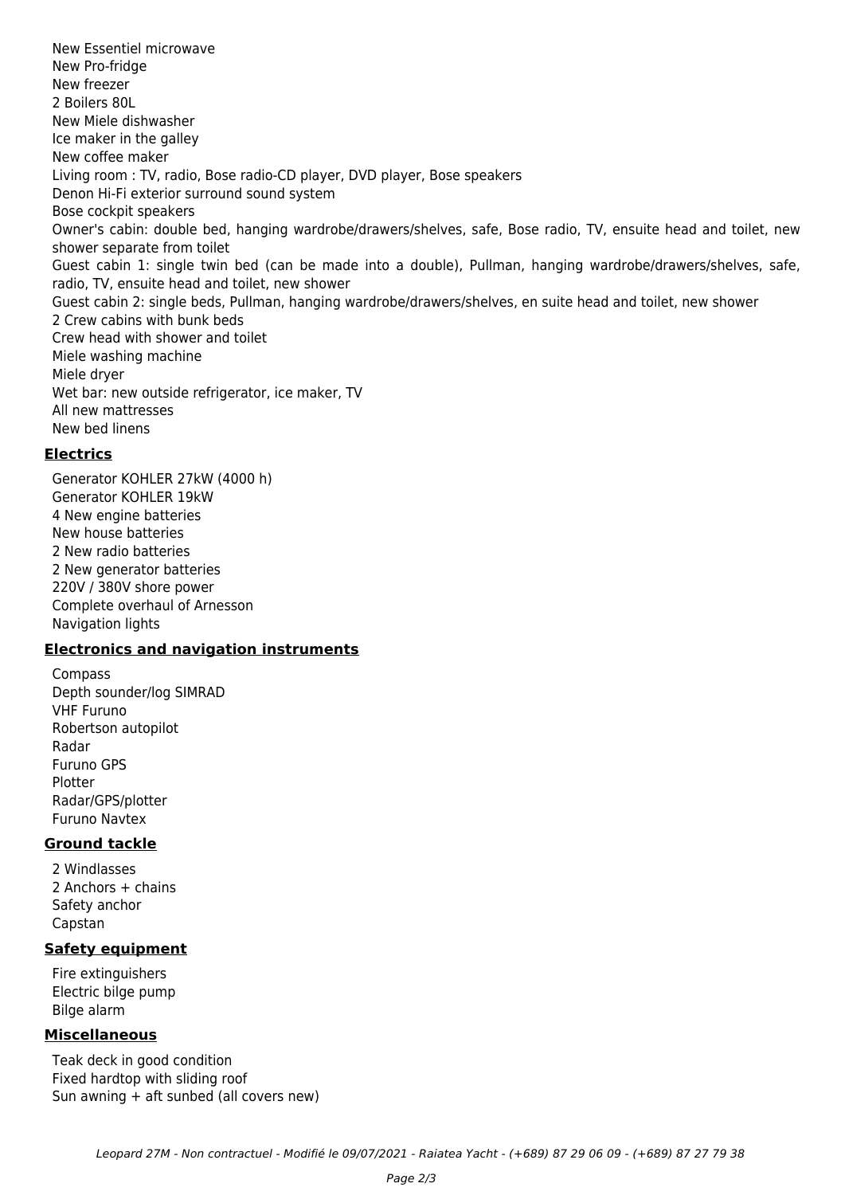- New Essentiel microwave
- New Pro-fridge
- New freezer
- 2 Boilers 80L
- New Miele dishwasher
- Ice maker in the galley
- New coffee maker
- Living room : TV, radio, Bose radio-CD player, DVD player, Bose speakers
- Denon Hi-Fi exterior surround sound system
- Bose cockpit speakers
- Owner's cabin: double bed, hanging wardrobe/drawers/shelves, safe, Bose radio, TV, ensuite head and toilet, new shower separate from toilet
- Guest cabin 1: single twin bed (can be made into a double), Pullman, hanging wardrobe/drawers/shelves, safe, radio, TV, ensuite head and toilet, new shower
- Guest cabin 2: single beds, Pullman, hanging wardrobe/drawers/shelves, en suite head and toilet, new shower
- 2 Crew cabins with bunk beds
- Crew head with shower and toilet
- Miele washing machine
- Miele dryer
- Wet bar: new outside refrigerator, ice maker, TV
- All new mattresses
- New bed linens

## Electrics

- Generator KOHLER 27kW (4000 h)
- Generator KOHLER 19kW
- 4 New engine batteries
- New house batteries
- 2 New radio batteries
- 2 New generator batteries
- 220V / 380V shore power
- Complete overhaul of Arnesson
- Navigation lights

## Electronics and navigation instruments

- Compass
- Depth sounder/log SIMRAD
- VHF Furuno
- Robertson autopilot
- Radar
- Furuno GPS
- Plotter
- Radar/GPS/plotter
- Furuno Navtex

## Ground tackle

- 2 Windlasses
- 2 Anchors + chains
- Safety anchor
- Capstan

## Safety equipment

- Fire extinguishers
- Electric bilge pump
- Bilge alarm

## Miscellaneous

- Teak deck in good condition
- Fixed hardtop with sliding roof
- Sun awning + aft sunbed (all covers new)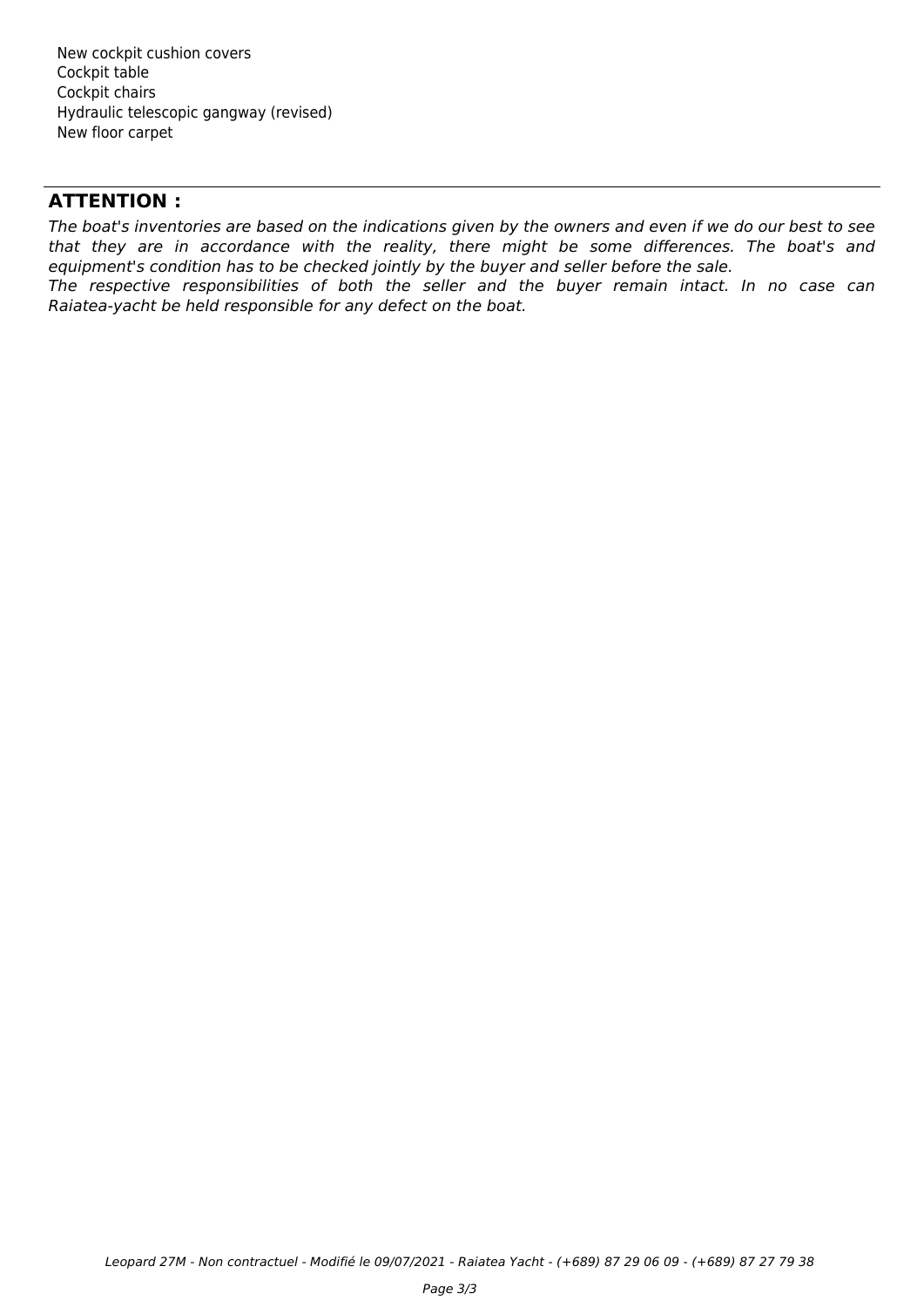New cockpit cushion covers
Cockpit table
Cockpit chairs
Hydraulic telescopic gangway (revised)
New floor carpet

## ATTENTION :

*The boat's inventories are based on the indications given by the owners and even if we do our best to see that they are in accordance with the reality, there might be some differences. The boat's and equipment's condition has to be checked jointly by the buyer and seller before the sale.*
*The respective responsibilities of both the seller and the buyer remain intact. In no case can Raiatea-yacht be held responsible for any defect on the boat.*